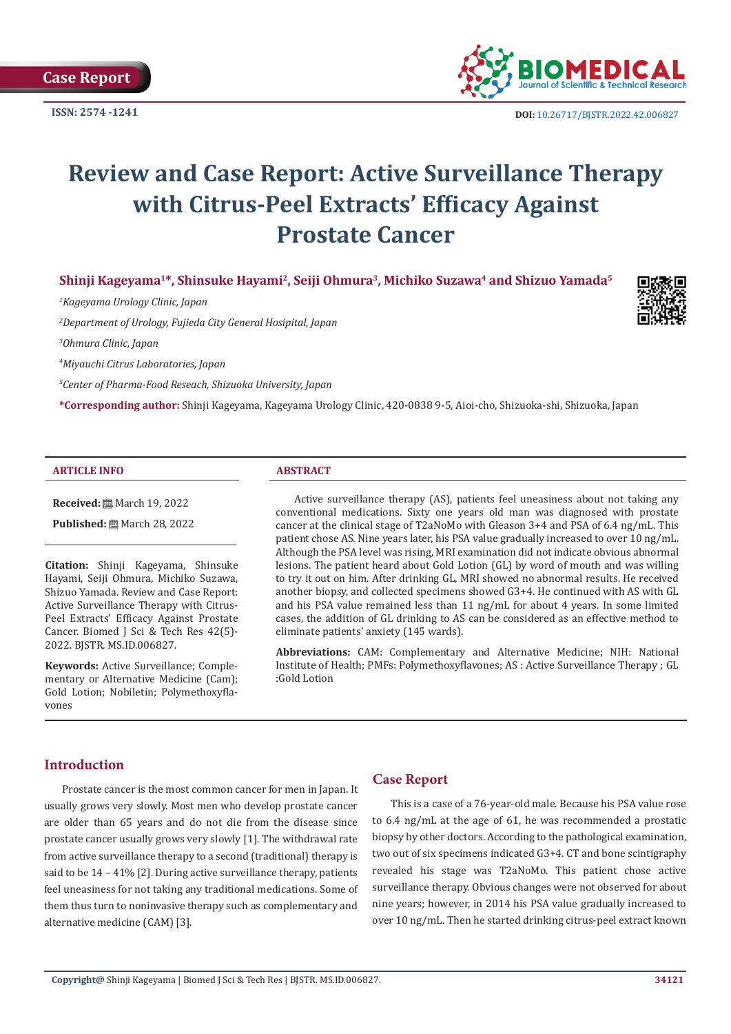Case Report

ISSN: 2574 -1241

DOI: 10.26717/BJSTR.2022.42.006827

# Review and Case Report: Active Surveillance Therapy with Citrus-Peel Extracts' Efficacy Against Prostate Cancer

**Shinji Kageyama[1]*, Shinsuke Hayami[2], Seiji Ohmura[3], Michiko Suzawa[4] and Shizuo Yamada[5]**

[1]*Kageyama Urology Clinic, Japan*

[2]*Department of Urology, Fujieda City General Hosipital, Japan*

[3]*Ohmura Clinic, Japan*

[4]*Miyauchi Citrus Laboratories, Japan*

[5]*Center of Pharma-Food Reseach, Shizuoka University, Japan*

**\*Corresponding author:** Shinji Kageyama, Kageyama Urology Clinic, 420-0838 9-5, Aioi-cho, Shizuoka-shi, Shizuoka, Japan

### ARTICLE INFO

**Received:** March 19, 2022

**Published:** March 28, 2022

**Citation:** Shinji Kageyama, Shinsuke Hayami, Seiji Ohmura, Michiko Suzawa, Shizuo Yamada. Review and Case Report: Active Surveillance Therapy with Citrus-Peel Extracts' Efficacy Against Prostate Cancer. Biomed J Sci & Tech Res 42(5)-2022. BJSTR. MS.ID.006827.

**Keywords:** Active Surveillance; Complementary or Alternative Medicine (Cam); Gold Lotion; Nobiletin; Polymethoxyflavones

### ABSTRACT

Active surveillance therapy (AS), patients feel uneasiness about not taking any conventional medications. Sixty one years old man was diagnosed with prostate cancer at the clinical stage of T2aNoMo with Gleason 3+4 and PSA of 6.4 ng/mL. This patient chose AS. Nine years later, his PSA value gradually increased to over 10 ng/mL. Although the PSA level was rising, MRI examination did not indicate obvious abnormal lesions. The patient heard about Gold Lotion (GL) by word of mouth and was willing to try it out on him. After drinking GL, MRI showed no abnormal results. He received another biopsy, and collected specimens showed G3+4. He continued with AS with GL and his PSA value remained less than 11 ng/mL for about 4 years. In some limited cases, the addition of GL drinking to AS can be considered as an effective method to eliminate patients' anxiety (145 wards).

**Abbreviations:** CAM: Complementary and Alternative Medicine; NIH: National Institute of Health; PMFs: Polymethoxyflavones; AS : Active Surveillance Therapy ; GL :Gold Lotion

## Introduction

Prostate cancer is the most common cancer for men in Japan. It usually grows very slowly. Most men who develop prostate cancer are older than 65 years and do not die from the disease since prostate cancer usually grows very slowly [1]. The withdrawal rate from active surveillance therapy to a second (traditional) therapy is said to be 14 – 41% [2]. During active surveillance therapy, patients feel uneasiness for not taking any traditional medications. Some of them thus turn to noninvasive therapy such as complementary and alternative medicine (CAM) [3].

## Case Report

This is a case of a 76-year-old male. Because his PSA value rose to 6.4 ng/mL at the age of 61, he was recommended a prostatic biopsy by other doctors. According to the pathological examination, two out of six specimens indicated G3+4. CT and bone scintigraphy revealed his stage was T2aNoMo. This patient chose active surveillance therapy. Obvious changes were not observed for about nine years; however, in 2014 his PSA value gradually increased to over 10 ng/mL. Then he started drinking citrus-peel extract known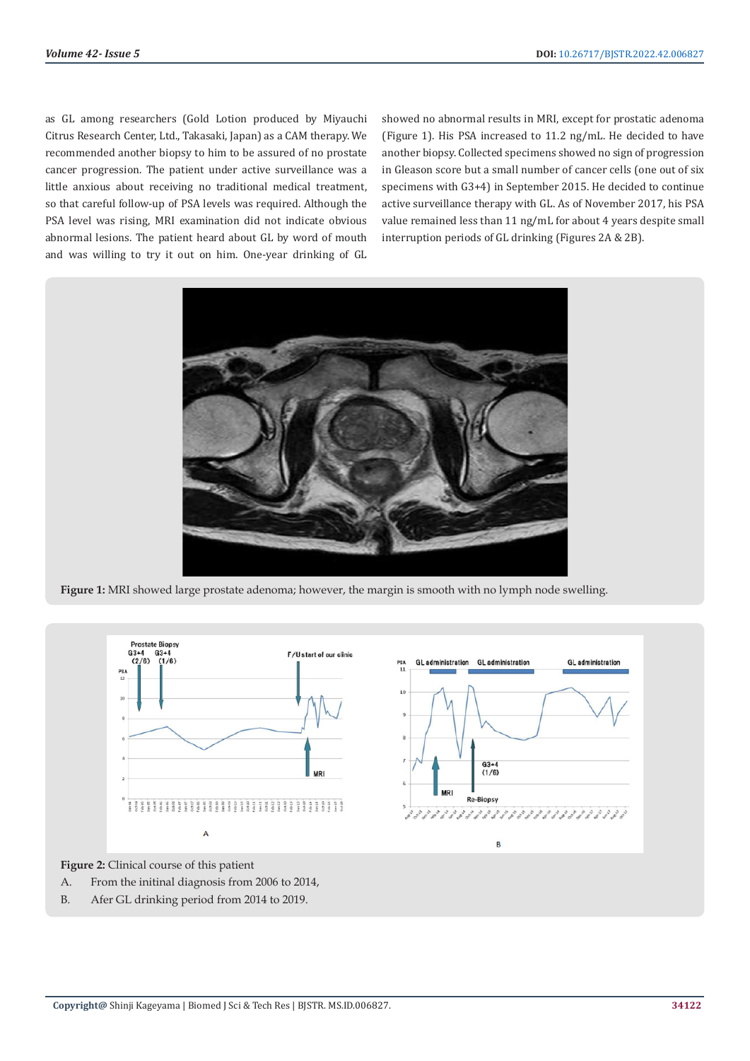as GL among researchers (Gold Lotion produced by Miyauchi Citrus Research Center, Ltd., Takasaki, Japan) as a CAM therapy. We recommended another biopsy to him to be assured of no prostate cancer progression. The patient under active surveillance was a little anxious about receiving no traditional medical treatment, so that careful follow-up of PSA levels was required. Although the PSA level was rising, MRI examination did not indicate obvious abnormal lesions. The patient heard about GL by word of mouth and was willing to try it out on him. One-year drinking of GL showed no abnormal results in MRI, except for prostatic adenoma (Figure 1). His PSA increased to 11.2 ng/mL. He decided to have another biopsy. Collected specimens showed no sign of progression in Gleason score but a small number of cancer cells (one out of six specimens with G3+4) in September 2015. He decided to continue active surveillance therapy with GL. As of November 2017, his PSA value remained less than 11 ng/mL for about 4 years despite small interruption periods of GL drinking (Figures 2A & 2B).

**Figure 1:** MRI showed large prostate adenoma; however, the margin is smooth with no lymph node swelling.

Prostate Biopsy
G3+4 (2/6)
G3+4 (1/6)
PSA
F/U start of our clinic
MRI
A

PSA
GL administration
GL administration
GL administration
MRI
G3+4 (1/6)
Re-Biopsy
B

**Figure 2:** Clinical course of this patient

A. From the initinal diagnosis from 2006 to 2014,

B. Afer GL drinking period from 2014 to 2019.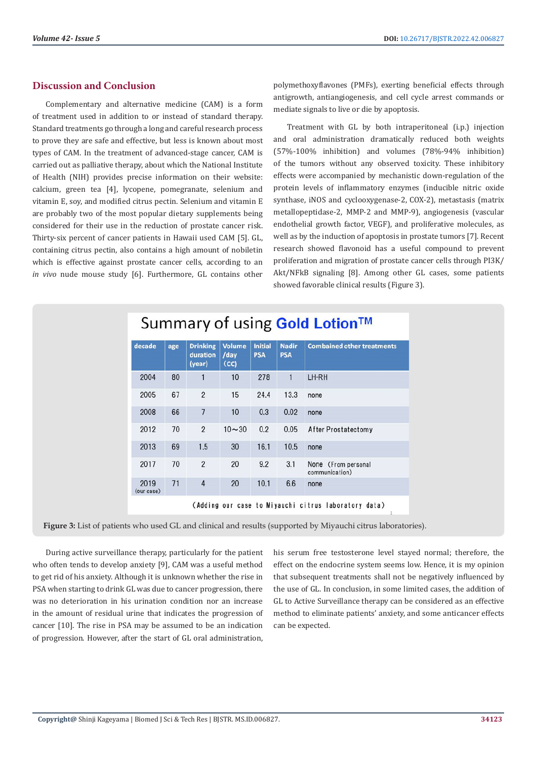## Discussion and Conclusion

Complementary and alternative medicine (CAM) is a form of treatment used in addition to or instead of standard therapy. Standard treatments go through a long and careful research process to prove they are safe and effective, but less is known about most types of CAM. In the treatment of advanced-stage cancer, CAM is carried out as palliative therapy, about which the National Institute of Health (NIH) provides precise information on their website: calcium, green tea [4], lycopene, pomegranate, selenium and vitamin E, soy, and modified citrus pectin. Selenium and vitamin E are probably two of the most popular dietary supplements being considered for their use in the reduction of prostate cancer risk. Thirty-six percent of cancer patients in Hawaii used CAM [5]. GL, containing citrus pectin, also contains a high amount of nobiletin which is effective against prostate cancer cells, according to an *in vivo* nude mouse study [6]. Furthermore, GL contains other polymethoxyflavones (PMFs), exerting beneficial effects through antigrowth, antiangiogenesis, and cell cycle arrest commands or mediate signals to live or die by apoptosis.

Treatment with GL by both intraperitoneal (i.p.) injection and oral administration dramatically reduced both weights (57%-100% inhibition) and volumes (78%-94% inhibition) of the tumors without any observed toxicity. These inhibitory effects were accompanied by mechanistic down-regulation of the protein levels of inflammatory enzymes (inducible nitric oxide synthase, iNOS and cyclooxygenase-2, COX-2), metastasis (matrix metallopeptidase-2, MMP-2 and MMP-9), angiogenesis (vascular endothelial growth factor, VEGF), and proliferative molecules, as well as by the induction of apoptosis in prostate tumors [7]. Recent research showed flavonoid has a useful compound to prevent proliferation and migration of prostate cancer cells through PI3K/Akt/NFkB signaling [8]. Among other GL cases, some patients showed favorable clinical results (Figure 3).

Summary of using **Gold Lotion™**

| decade | age | Drinking duration (year) | Volume /day (CC) | Initial PSA | Nadir PSA | Combained other treatments |
|---|---|---|---|---|---|---|
| 2004 | 80 | 1 | 10 | 278 | 1 | LH-RH |
| 2005 | 67 | 2 | 15 | 24.4 | 13.3 | none |
| 2008 | 66 | 7 | 10 | 0.3 | 0.02 | none |
| 2012 | 70 | 2 | 10～30 | 0.2 | 0.05 | After Prostatectomy |
| 2013 | 69 | 1.5 | 30 | 16.1 | 10.5 | none |
| 2017 | 70 | 2 | 20 | 9.2 | 3.1 | None (From personal communication) |
| 2019 (our case) | 71 | 4 | 20 | 10.1 | 6.6 | none |

(Adding our case to Miyauchi citrus laboratory data)

**Figure 3:** List of patients who used GL and clinical and results (supported by Miyauchi citrus laboratories).

During active surveillance therapy, particularly for the patient who often tends to develop anxiety [9], CAM was a useful method to get rid of his anxiety. Although it is unknown whether the rise in PSA when starting to drink GL was due to cancer progression, there was no deterioration in his urination condition nor an increase in the amount of residual urine that indicates the progression of cancer [10]. The rise in PSA may be assumed to be an indication of progression. However, after the start of GL oral administration, his serum free testosterone level stayed normal; therefore, the effect on the endocrine system seems low. Hence, it is my opinion that subsequent treatments shall not be negatively influenced by the use of GL. In conclusion, in some limited cases, the addition of GL to Active Surveillance therapy can be considered as an effective method to eliminate patients' anxiety, and some anticancer effects can be expected.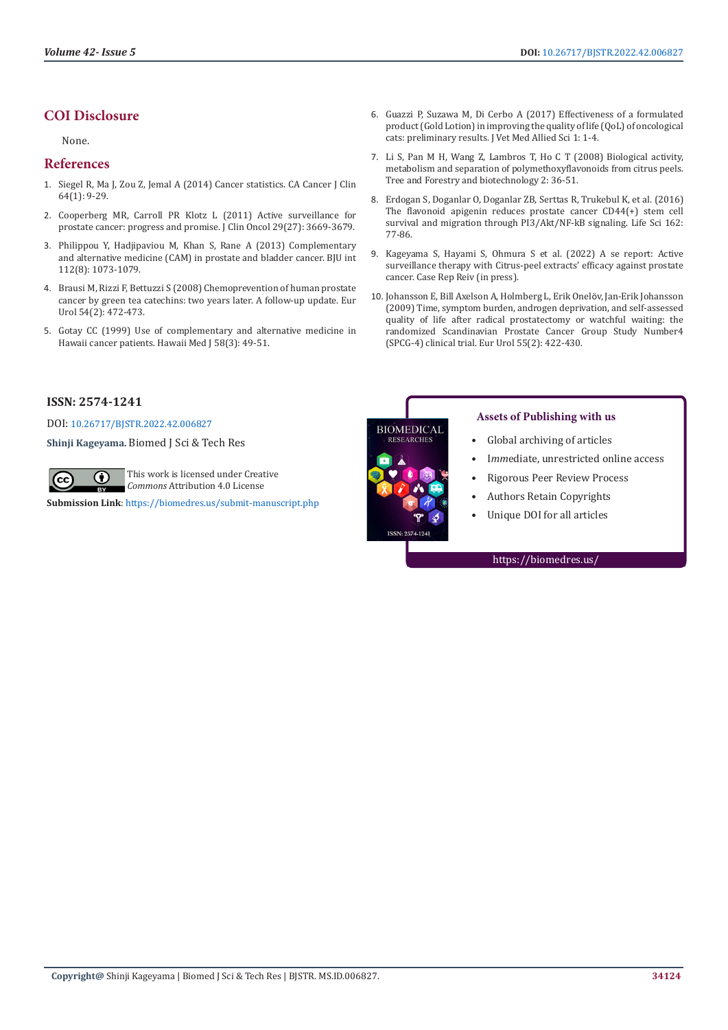## COI Disclosure

None.

## References

1. Siegel R, Ma J, Zou Z, Jemal A (2014) Cancer statistics. CA Cancer J Clin 64(1): 9-29.
2. Cooperberg MR, Carroll PR Klotz L (2011) Active surveillance for prostate cancer: progress and promise. J Clin Oncol 29(27): 3669-3679.
3. Philippou Y, Hadjipaviou M, Khan S, Rane A (2013) Complementary and alternative medicine (CAM) in prostate and bladder cancer. BJU int 112(8): 1073-1079.
4. Brausi M, Rizzi F, Bettuzzi S (2008) Chemoprevention of human prostate cancer by green tea catechins: two years later. A follow-up update. Eur Urol 54(2): 472-473.
5. Gotay CC (1999) Use of complementary and alternative medicine in Hawaii cancer patients. Hawaii Med J 58(3): 49-51.
6. Guazzi P, Suzawa M, Di Cerbo A (2017) Effectiveness of a formulated product (Gold Lotion) in improving the quality of life (QoL) of oncological cats: preliminary results. J Vet Med Allied Sci 1: 1-4.
7. Li S, Pan M H, Wang Z, Lambros T, Ho C T (2008) Biological activity, metabolism and separation of polymethoxyflavonoids from citrus peels. Tree and Forestry and biotechnology 2: 36-51.
8. Erdogan S, Doganlar O, Doganlar ZB, Serttas R, Turkebul K, et al. (2016) The flavonoid apigenin reduces prostate cancer CD44(+) stem cell survival and migration through PI3/Akt/NF-kB signaling. Life Sci 162: 77-86.
9. Kageyama S, Hayami S, Ohmura S et al. (2022) A se report: Active surveillance therapy with Citrus-peel extracts' efficacy against prostate cancer. Case Rep Reiv (in press).
10. Johansson E, Bill Axelson A, Holmberg L, Erik Onelöv, Jan-Erik Johansson (2009) Time, symptom burden, androgen deprivation, and self-assessed quality of life after radical prostatectomy or watchful waiting: the randomized Scandinavian Prostate Cancer Group Study Number4 (SPCG-4) clinical trial. Eur Urol 55(2): 422-430.

**ISSN: 2574-1241**

DOI: 10.26717/BJSTR.2022.42.006827

**Shinji Kageyama.** Biomed J Sci & Tech Res

This work is licensed under Creative *Commons* Attribution 4.0 License

**Submission Link**: https://biomedres.us/submit-manuscript.php

**Assets of Publishing with us**

- Global archiving of articles
- Immediate, unrestricted online access
- Rigorous Peer Review Process
- Authors Retain Copyrights
- Unique DOI for all articles

https://biomedres.us/